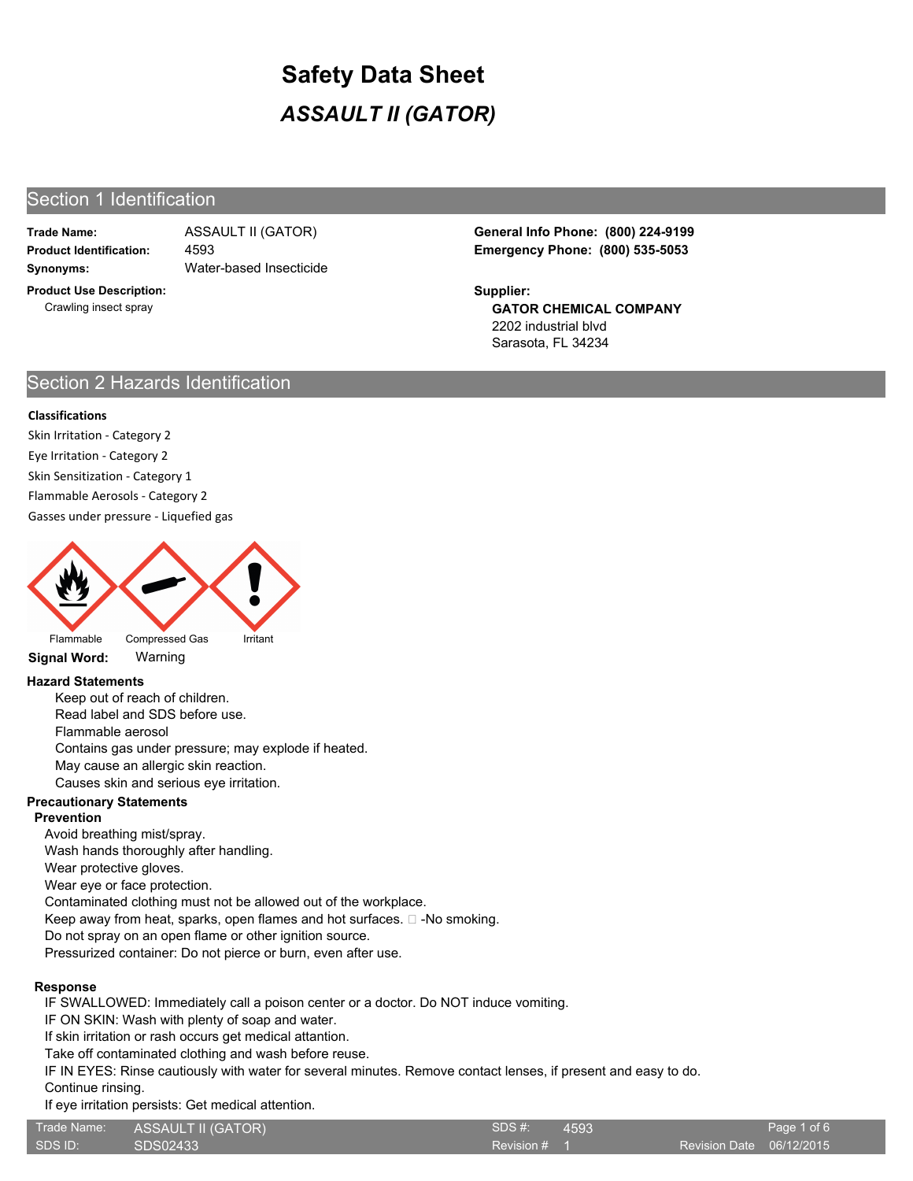# Safety Data Sheet

## *ASSAULT II (GATOR)*

## Section 1 Identification

**Trade Name:** ASSAULT II (GATOR)
**Product Identification:** 4593
**Synonyms:** Water-based Insecticide

**Product Use Description:**
Crawling insect spray

**General Info Phone: (800) 224-9199**
**Emergency Phone: (800) 535-5053**

**Supplier:**
**GATOR CHEMICAL COMPANY**
2202 industrial blvd
Sarasota, FL 34234

## Section 2 Hazards Identification

**Classifications**

Skin Irritation - Category 2
Eye Irritation - Category 2
Skin Sensitization - Category 1
Flammable Aerosols - Category 2
Gasses under pressure - Liquefied gas

Flammable Compressed Gas Irritant

**Signal Word:** Warning

**Hazard Statements**

Keep out of reach of children.
Read label and SDS before use.
Flammable aerosol
Contains gas under pressure; may explode if heated.
May cause an allergic skin reaction.
Causes skin and serious eye irritation.

**Precautionary Statements**

**Prevention**

Avoid breathing mist/spray.
Wash hands thoroughly after handling.
Wear protective gloves.
Wear eye or face protection.
Contaminated clothing must not be allowed out of the workplace.
Keep away from heat, sparks, open flames and hot surfaces.  -No smoking.
Do not spray on an open flame or other ignition source.
Pressurized container: Do not pierce or burn, even after use.

**Response**

IF SWALLOWED: Immediately call a poison center or a doctor. Do NOT induce vomiting.
IF ON SKIN: Wash with plenty of soap and water.
If skin irritation or rash occurs get medical attantion.
Take off contaminated clothing and wash before reuse.
IF IN EYES: Rinse cautiously with water for several minutes. Remove contact lenses, if present and easy to do.
Continue rinsing.
If eye irritation persists: Get medical attention.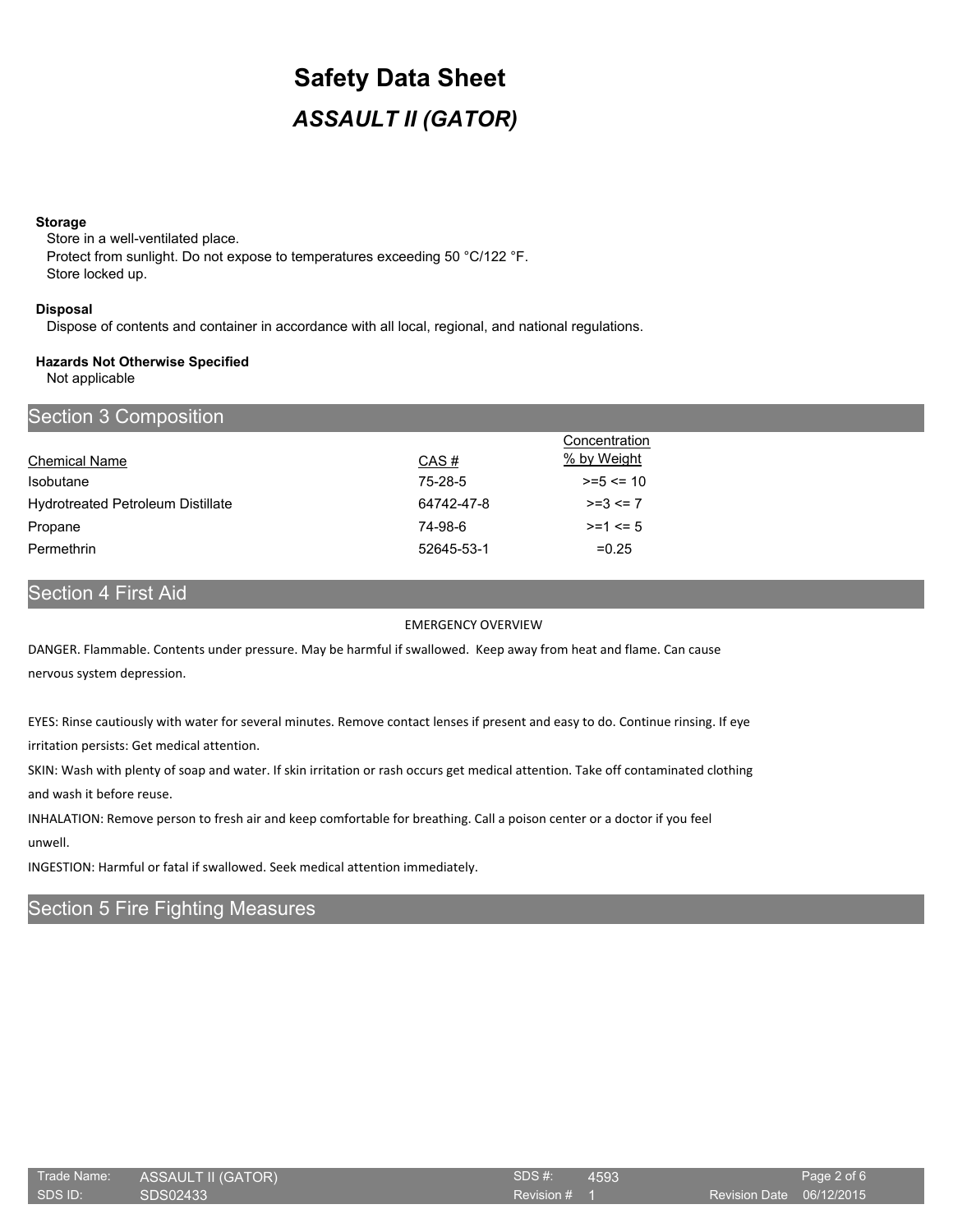**Storage**

Store in a well-ventilated place.
Protect from sunlight. Do not expose to temperatures exceeding 50 °C/122 °F.
Store locked up.

**Disposal**

Dispose of contents and container in accordance with all local, regional, and national regulations.

**Hazards Not Otherwise Specified**

Not applicable

## Section 3 Composition

| Chemical Name | CAS # | Concentration % by Weight |
|---|---|---|
| Isobutane | 75-28-5 | >=5 <= 10 |
| Hydrotreated Petroleum Distillate | 64742-47-8 | >=3 <= 7 |
| Propane | 74-98-6 | >=1 <= 5 |
| Permethrin | 52645-53-1 | =0.25 |

## Section 4 First Aid

EMERGENCY OVERVIEW

DANGER. Flammable. Contents under pressure. May be harmful if swallowed. Keep away from heat and flame. Can cause nervous system depression.

EYES: Rinse cautiously with water for several minutes. Remove contact lenses if present and easy to do. Continue rinsing. If eye irritation persists: Get medical attention.

SKIN: Wash with plenty of soap and water. If skin irritation or rash occurs get medical attention. Take off contaminated clothing and wash it before reuse.

INHALATION: Remove person to fresh air and keep comfortable for breathing. Call a poison center or a doctor if you feel unwell.

INGESTION: Harmful or fatal if swallowed. Seek medical attention immediately.

## Section 5 Fire Fighting Measures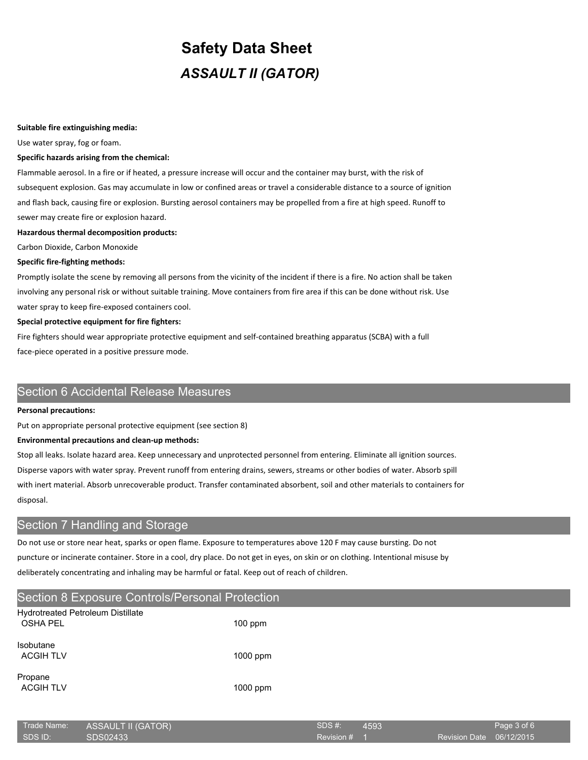**Suitable fire extinguishing media:**

Use water spray, fog or foam.

**Specific hazards arising from the chemical:**

Flammable aerosol. In a fire or if heated, a pressure increase will occur and the container may burst, with the risk of subsequent explosion. Gas may accumulate in low or confined areas or travel a considerable distance to a source of ignition and flash back, causing fire or explosion. Bursting aerosol containers may be propelled from a fire at high speed. Runoff to sewer may create fire or explosion hazard.

**Hazardous thermal decomposition products:**

Carbon Dioxide, Carbon Monoxide

**Specific fire-fighting methods:**

Promptly isolate the scene by removing all persons from the vicinity of the incident if there is a fire. No action shall be taken involving any personal risk or without suitable training. Move containers from fire area if this can be done without risk. Use water spray to keep fire-exposed containers cool.

**Special protective equipment for fire fighters:**

Fire fighters should wear appropriate protective equipment and self-contained breathing apparatus (SCBA) with a full face-piece operated in a positive pressure mode.

## Section 6 Accidental Release Measures

**Personal precautions:**

Put on appropriate personal protective equipment (see section 8)

**Environmental precautions and clean-up methods:**

Stop all leaks. Isolate hazard area. Keep unnecessary and unprotected personnel from entering. Eliminate all ignition sources. Disperse vapors with water spray. Prevent runoff from entering drains, sewers, streams or other bodies of water. Absorb spill with inert material. Absorb unrecoverable product. Transfer contaminated absorbent, soil and other materials to containers for disposal.

## Section 7 Handling and Storage

Do not use or store near heat, sparks or open flame. Exposure to temperatures above 120 F may cause bursting. Do not puncture or incinerate container. Store in a cool, dry place. Do not get in eyes, on skin or on clothing. Intentional misuse by deliberately concentrating and inhaling may be harmful or fatal. Keep out of reach of children.

## Section 8 Exposure Controls/Personal Protection

| Component | Limit |
|---|---|
| **Hydrotreated Petroleum Distillate** | |
| OSHA PEL | 100 ppm |
| **Isobutane** | |
| ACGIH TLV | 1000 ppm |
| **Propane** | |
| ACGIH TLV | 1000 ppm |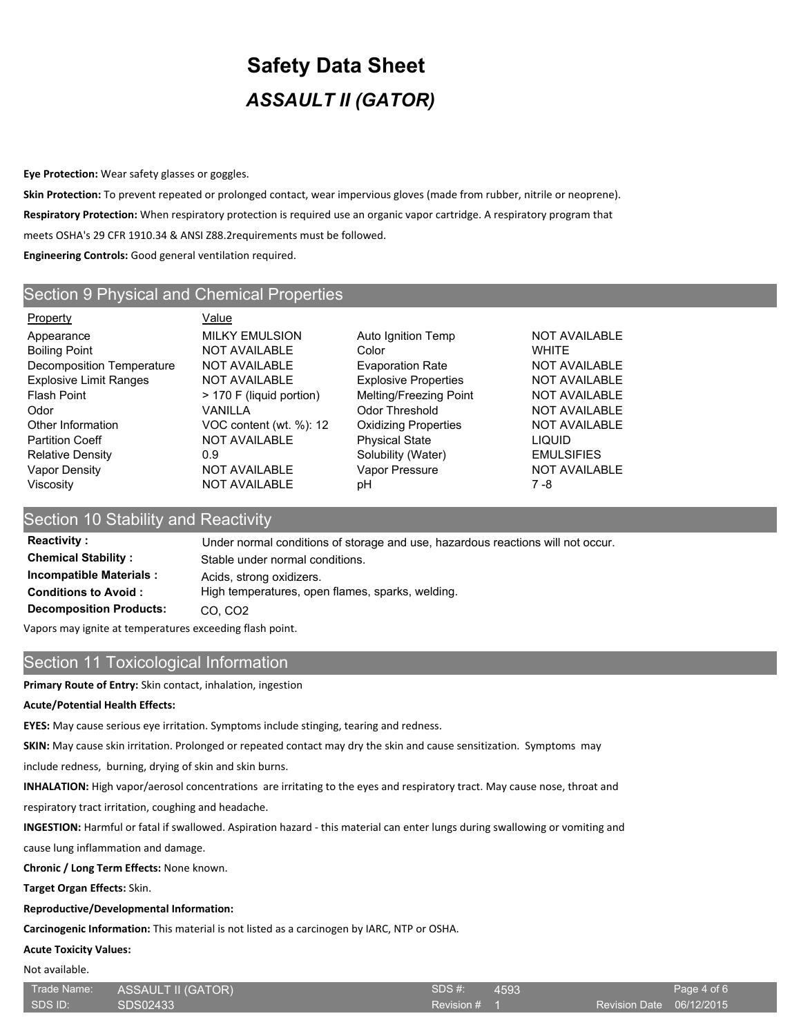**Eye Protection:** Wear safety glasses or goggles.

**Skin Protection:** To prevent repeated or prolonged contact, wear impervious gloves (made from rubber, nitrile or neoprene).

**Respiratory Protection:** When respiratory protection is required use an organic vapor cartridge. A respiratory program that meets OSHA's 29 CFR 1910.34 & ANSI Z88.2requirements must be followed.

**Engineering Controls:** Good general ventilation required.

## Section 9 Physical and Chemical Properties

| Property | Value | | |
|---|---|---|---|
| Appearance | MILKY EMULSION | Auto Ignition Temp | NOT AVAILABLE |
| Boiling Point | NOT AVAILABLE | Color | WHITE |
| Decomposition Temperature | NOT AVAILABLE | Evaporation Rate | NOT AVAILABLE |
| Explosive Limit Ranges | NOT AVAILABLE | Explosive Properties | NOT AVAILABLE |
| Flash Point | > 170 F (liquid portion) | Melting/Freezing Point | NOT AVAILABLE |
| Odor | VANILLA | Odor Threshold | NOT AVAILABLE |
| Other Information | VOC content (wt. %): 12 | Oxidizing Properties | NOT AVAILABLE |
| Partition Coeff | NOT AVAILABLE | Physical State | LIQUID |
| Relative Density | 0.9 | Solubility (Water) | EMULSIFIES |
| Vapor Density | NOT AVAILABLE | Vapor Pressure | NOT AVAILABLE |
| Viscosity | NOT AVAILABLE | pH | 7 -8 |

## Section 10 Stability and Reactivity

**Reactivity :** Under normal conditions of storage and use, hazardous reactions will not occur.

**Chemical Stability :** Stable under normal conditions.

**Incompatible Materials :** Acids, strong oxidizers.

**Conditions to Avoid :** High temperatures, open flames, sparks, welding.

**Decomposition Products:** CO, $CO_2$

Vapors may ignite at temperatures exceeding flash point.

## Section 11 Toxicological Information

**Primary Route of Entry:** Skin contact, inhalation, ingestion

**Acute/Potential Health Effects:**

**EYES:** May cause serious eye irritation. Symptoms include stinging, tearing and redness.

**SKIN:** May cause skin irritation. Prolonged or repeated contact may dry the skin and cause sensitization. Symptoms may include redness, burning, drying of skin and skin burns.

**INHALATION:** High vapor/aerosol concentrations are irritating to the eyes and respiratory tract. May cause nose, throat and respiratory tract irritation, coughing and headache.

**INGESTION:** Harmful or fatal if swallowed. Aspiration hazard - this material can enter lungs during swallowing or vomiting and cause lung inflammation and damage.

**Chronic / Long Term Effects:** None known.

**Target Organ Effects:** Skin.

**Reproductive/Developmental Information:**

**Carcinogenic Information:** This material is not listed as a carcinogen by IARC, NTP or OSHA.

**Acute Toxicity Values:**

Not available.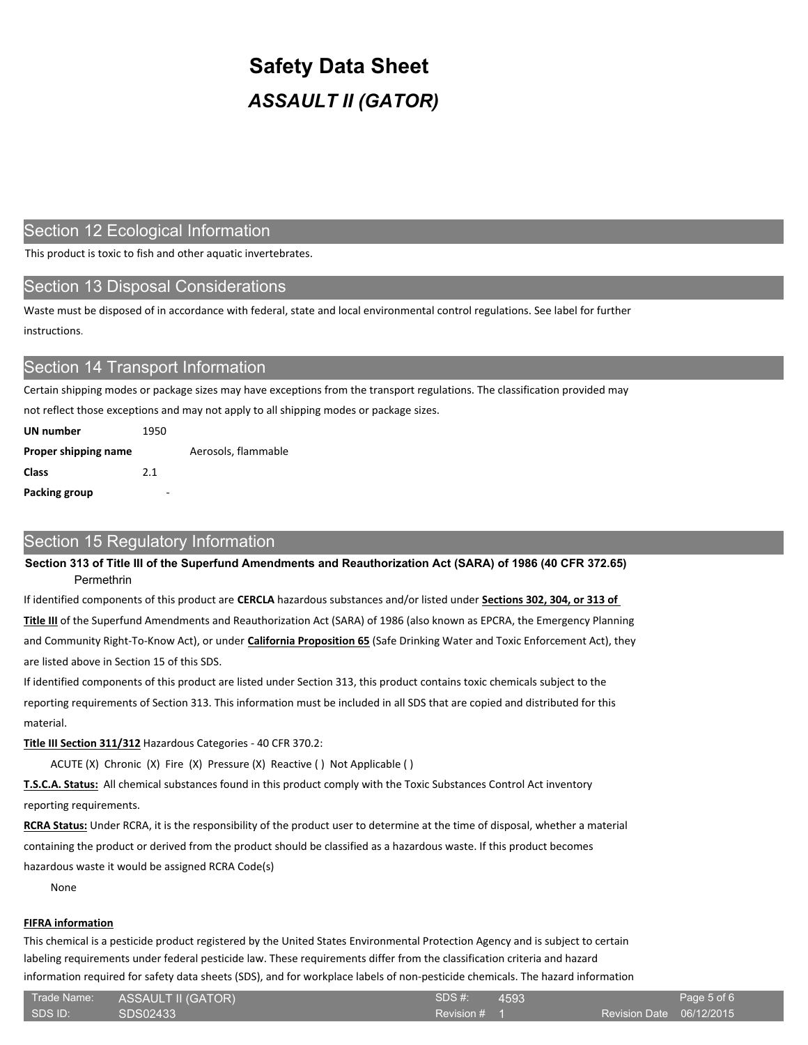# Safety Data Sheet

## *ASSAULT II (GATOR)*

## Section 12 Ecological Information

This product is toxic to fish and other aquatic invertebrates.

## Section 13 Disposal Considerations

Waste must be disposed of in accordance with federal, state and local environmental control regulations. See label for further instructions.

## Section 14 Transport Information

Certain shipping modes or package sizes may have exceptions from the transport regulations. The classification provided may not reflect those exceptions and may not apply to all shipping modes or package sizes.

**UN number** 1950

**Proper shipping name** Aerosols, flammable

**Class** 2.1

**Packing group** -

## Section 15 Regulatory Information

**Section 313 of Title III of the Superfund Amendments and Reauthorization Act (SARA) of 1986 (40 CFR 372.65)**

Permethrin

If identified components of this product are **CERCLA** hazardous substances and/or listed under **Sections 302, 304, or 313 of Title III** of the Superfund Amendments and Reauthorization Act (SARA) of 1986 (also known as EPCRA, the Emergency Planning and Community Right-To-Know Act), or under **California Proposition 65** (Safe Drinking Water and Toxic Enforcement Act), they are listed above in Section 15 of this SDS.

If identified components of this product are listed under Section 313, this product contains toxic chemicals subject to the reporting requirements of Section 313. This information must be included in all SDS that are copied and distributed for this material.

**Title III Section 311/312** Hazardous Categories - 40 CFR 370.2:

ACUTE (X) Chronic (X) Fire (X) Pressure (X) Reactive ( ) Not Applicable ( )

**T.S.C.A. Status:** All chemical substances found in this product comply with the Toxic Substances Control Act inventory reporting requirements.

**RCRA Status:** Under RCRA, it is the responsibility of the product user to determine at the time of disposal, whether a material containing the product or derived from the product should be classified as a hazardous waste. If this product becomes hazardous waste it would be assigned RCRA Code(s)

None

**FIFRA information**

This chemical is a pesticide product registered by the United States Environmental Protection Agency and is subject to certain labeling requirements under federal pesticide law. These requirements differ from the classification criteria and hazard information required for safety data sheets (SDS), and for workplace labels of non-pesticide chemicals. The hazard information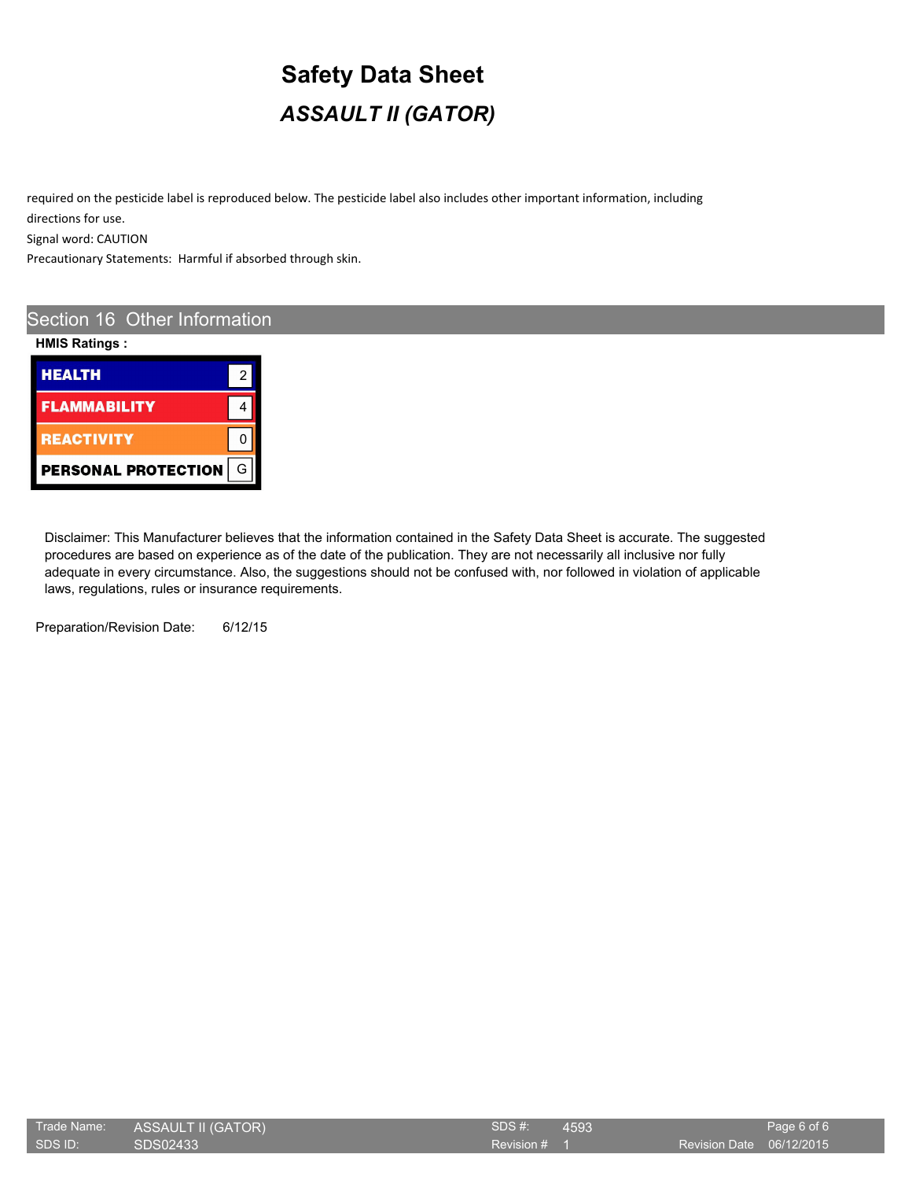required on the pesticide label is reproduced below. The pesticide label also includes other important information, including directions for use.

Signal word: CAUTION

Precautionary Statements: Harmful if absorbed through skin.

## Section 16 Other Information

**HMIS Ratings :**

| | |
|---|---|
| HEALTH | 2 |
| FLAMMABILITY | 4 |
| REACTIVITY | 0 |
| PERSONAL PROTECTION | G |

Disclaimer: This Manufacturer believes that the information contained in the Safety Data Sheet is accurate. The suggested procedures are based on experience as of the date of the publication. They are not necessarily all inclusive nor fully adequate in every circumstance. Also, the suggestions should not be confused with, nor followed in violation of applicable laws, regulations, rules or insurance requirements.

Preparation/Revision Date: 6/12/15